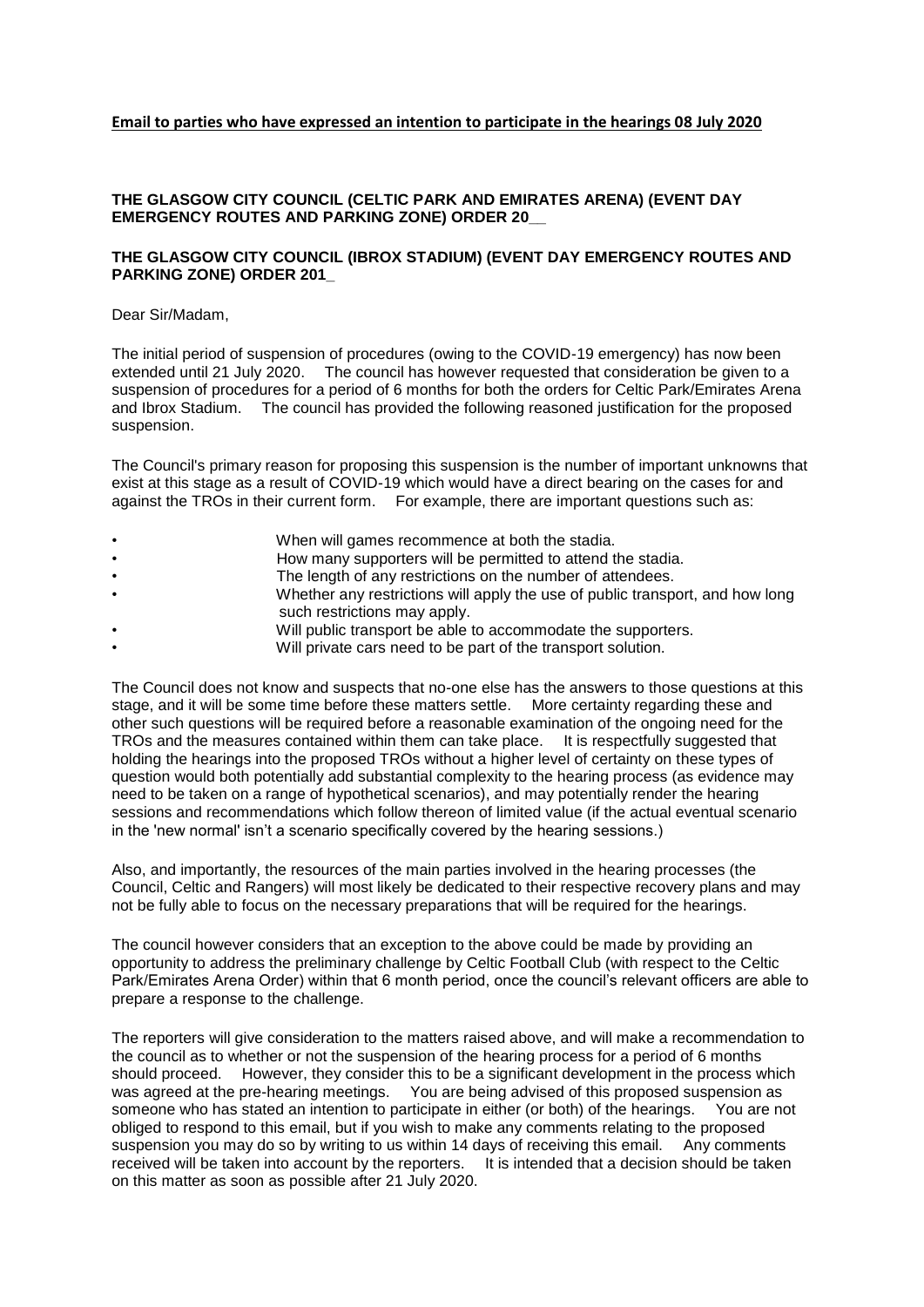**Email to parties who have expressed an intention to participate in the hearings 08 July 2020**

**THE GLASGOW CITY COUNCIL (CELTIC PARK AND EMIRATES ARENA) (EVENT DAY EMERGENCY ROUTES AND PARKING ZONE) ORDER 20__**

**THE GLASGOW CITY COUNCIL (IBROX STADIUM) (EVENT DAY EMERGENCY ROUTES AND PARKING ZONE) ORDER 201_**

Dear Sir/Madam,

The initial period of suspension of procedures (owing to the COVID-19 emergency) has now been extended until 21 July 2020. The council has however requested that consideration be given to a suspension of procedures for a period of 6 months for both the orders for Celtic Park/Emirates Arena and Ibrox Stadium. The council has provided the following reasoned justification for the proposed suspension.

The Council's primary reason for proposing this suspension is the number of important unknowns that exist at this stage as a result of COVID-19 which would have a direct bearing on the cases for and against the TROs in their current form. For example, there are important questions such as:

- When will games recommence at both the stadia.
- How many supporters will be permitted to attend the stadia.
- The length of any restrictions on the number of attendees.
- Whether any restrictions will apply the use of public transport, and how long such restrictions may apply.
- Will public transport be able to accommodate the supporters.
- Will private cars need to be part of the transport solution.

The Council does not know and suspects that no-one else has the answers to those questions at this stage, and it will be some time before these matters settle. More certainty regarding these and other such questions will be required before a reasonable examination of the ongoing need for the TROs and the measures contained within them can take place. It is respectfully suggested that holding the hearings into the proposed TROs without a higher level of certainty on these types of question would both potentially add substantial complexity to the hearing process (as evidence may need to be taken on a range of hypothetical scenarios), and may potentially render the hearing sessions and recommendations which follow thereon of limited value (if the actual eventual scenario in the 'new normal' isn't a scenario specifically covered by the hearing sessions.)

Also, and importantly, the resources of the main parties involved in the hearing processes (the Council, Celtic and Rangers) will most likely be dedicated to their respective recovery plans and may not be fully able to focus on the necessary preparations that will be required for the hearings.

The council however considers that an exception to the above could be made by providing an opportunity to address the preliminary challenge by Celtic Football Club (with respect to the Celtic Park/Emirates Arena Order) within that 6 month period, once the council's relevant officers are able to prepare a response to the challenge.

The reporters will give consideration to the matters raised above, and will make a recommendation to the council as to whether or not the suspension of the hearing process for a period of 6 months should proceed. However, they consider this to be a significant development in the process which was agreed at the pre-hearing meetings. You are being advised of this proposed suspension as someone who has stated an intention to participate in either (or both) of the hearings. You are not obliged to respond to this email, but if you wish to make any comments relating to the proposed suspension you may do so by writing to us within 14 days of receiving this email. Any comments received will be taken into account by the reporters. It is intended that a decision should be taken on this matter as soon as possible after 21 July 2020.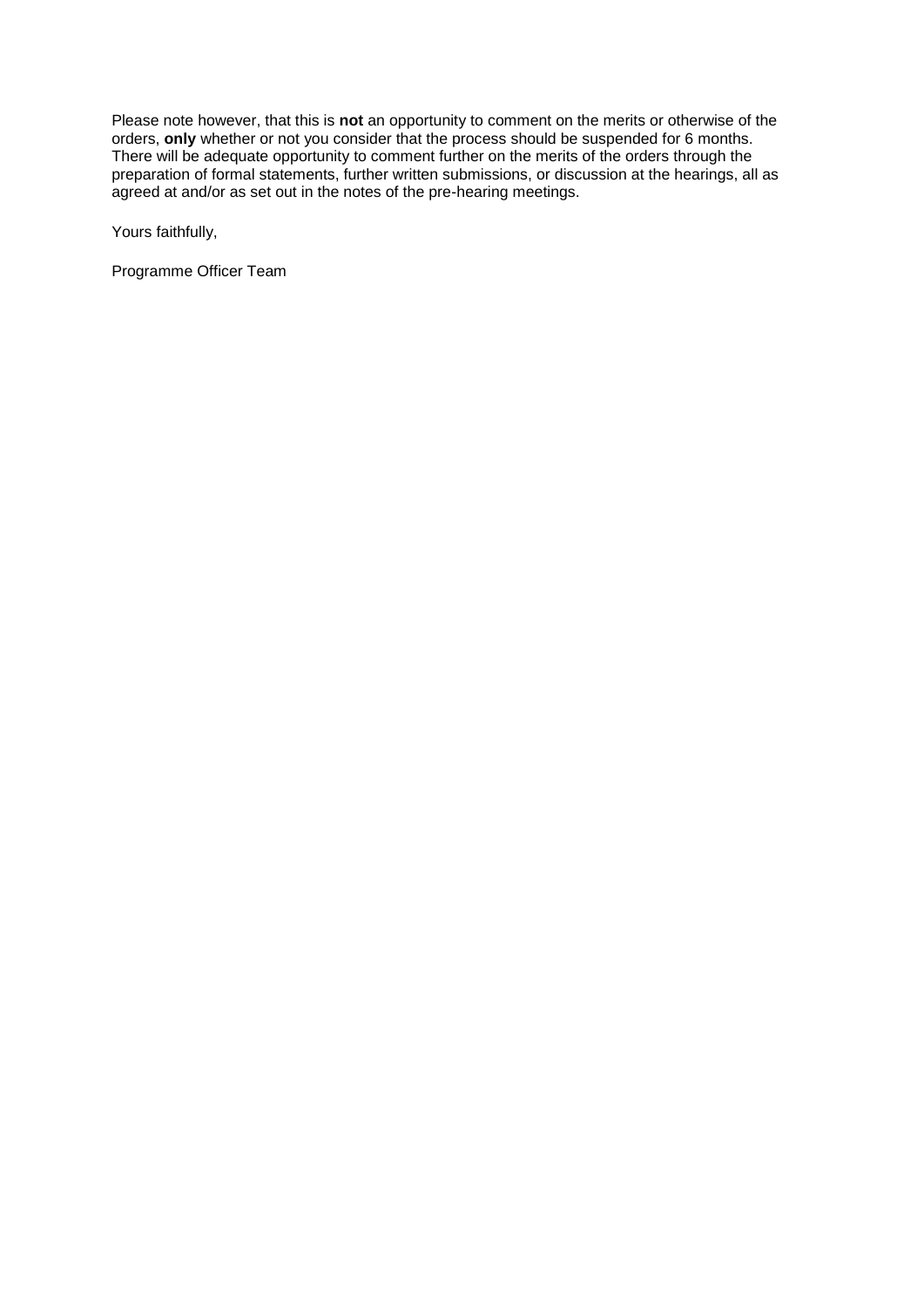Please note however, that this is **not** an opportunity to comment on the merits or otherwise of the orders, **only** whether or not you consider that the process should be suspended for 6 months. There will be adequate opportunity to comment further on the merits of the orders through the preparation of formal statements, further written submissions, or discussion at the hearings, all as agreed at and/or as set out in the notes of the pre-hearing meetings.

Yours faithfully,

Programme Officer Team